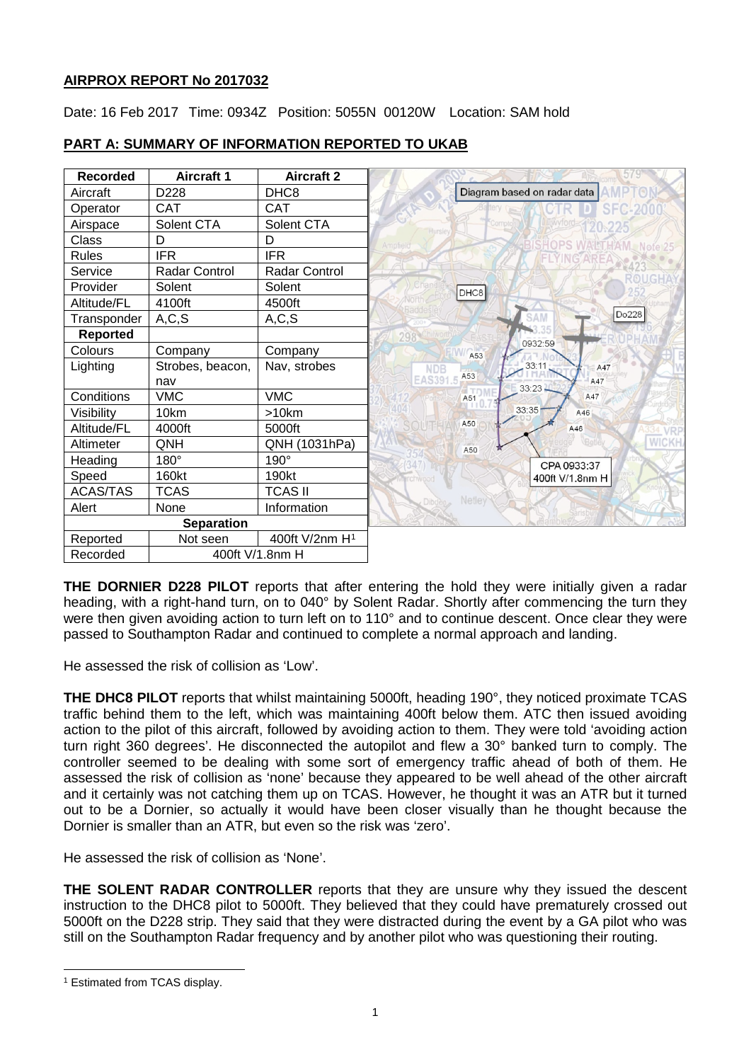**AIRPROX REPORT No 2017032**

Date: 16 Feb 2017 Time: 0934Z Position: 5055N 00120W Location: SAM hold

**PART A: SUMMARY OF INFORMATION REPORTED TO UKAB**

| Recorded | Aircraft 1 | Aircraft 2 |
|---|---|---|
| Aircraft | D228 | DHC8 |
| Operator | CAT | CAT |
| Airspace | Solent CTA | Solent CTA |
| Class | D | D |
| Rules | IFR | IFR |
| Service | Radar Control | Radar Control |
| Provider | Solent | Solent |
| Altitude/FL | 4100ft | 4500ft |
| Transponder | A,C,S | A,C,S |
| **Reported** | | |
| Colours | Company | Company |
| Lighting | Strobes, beacon, nav | Nav, strobes |
| Conditions | VMC | VMC |
| Visibility | 10km | >10km |
| Altitude/FL | 4000ft | 5000ft |
| Altimeter | QNH | QNH (1031hPa) |
| Heading | 180° | 190° |
| Speed | 160kt | 190kt |
| ACAS/TAS | TCAS | TCAS II |
| Alert | None | Information |
| **Separation** | | |
| Reported | Not seen | 400ft V/2nm H[1] |
| Recorded | 400ft V/1.8nm H | |

Diagram based on radar data

CPA 0933:37
400ft V/1.8nm H

**THE DORNIER D228 PILOT** reports that after entering the hold they were initially given a radar heading, with a right-hand turn, on to 040° by Solent Radar. Shortly after commencing the turn they were then given avoiding action to turn left on to 110° and to continue descent. Once clear they were passed to Southampton Radar and continued to complete a normal approach and landing.

He assessed the risk of collision as 'Low'.

**THE DHC8 PILOT** reports that whilst maintaining 5000ft, heading 190°, they noticed proximate TCAS traffic behind them to the left, which was maintaining 400ft below them. ATC then issued avoiding action to the pilot of this aircraft, followed by avoiding action to them. They were told 'avoiding action turn right 360 degrees'. He disconnected the autopilot and flew a 30° banked turn to comply. The controller seemed to be dealing with some sort of emergency traffic ahead of both of them. He assessed the risk of collision as 'none' because they appeared to be well ahead of the other aircraft and it certainly was not catching them up on TCAS. However, he thought it was an ATR but it turned out to be a Dornier, so actually it would have been closer visually than he thought because the Dornier is smaller than an ATR, but even so the risk was 'zero'.

He assessed the risk of collision as 'None'.

**THE SOLENT RADAR CONTROLLER** reports that they are unsure why they issued the descent instruction to the DHC8 pilot to 5000ft. They believed that they could have prematurely crossed out 5000ft on the D228 strip. They said that they were distracted during the event by a GA pilot who was still on the Southampton Radar frequency and by another pilot who was questioning their routing.

[1] Estimated from TCAS display.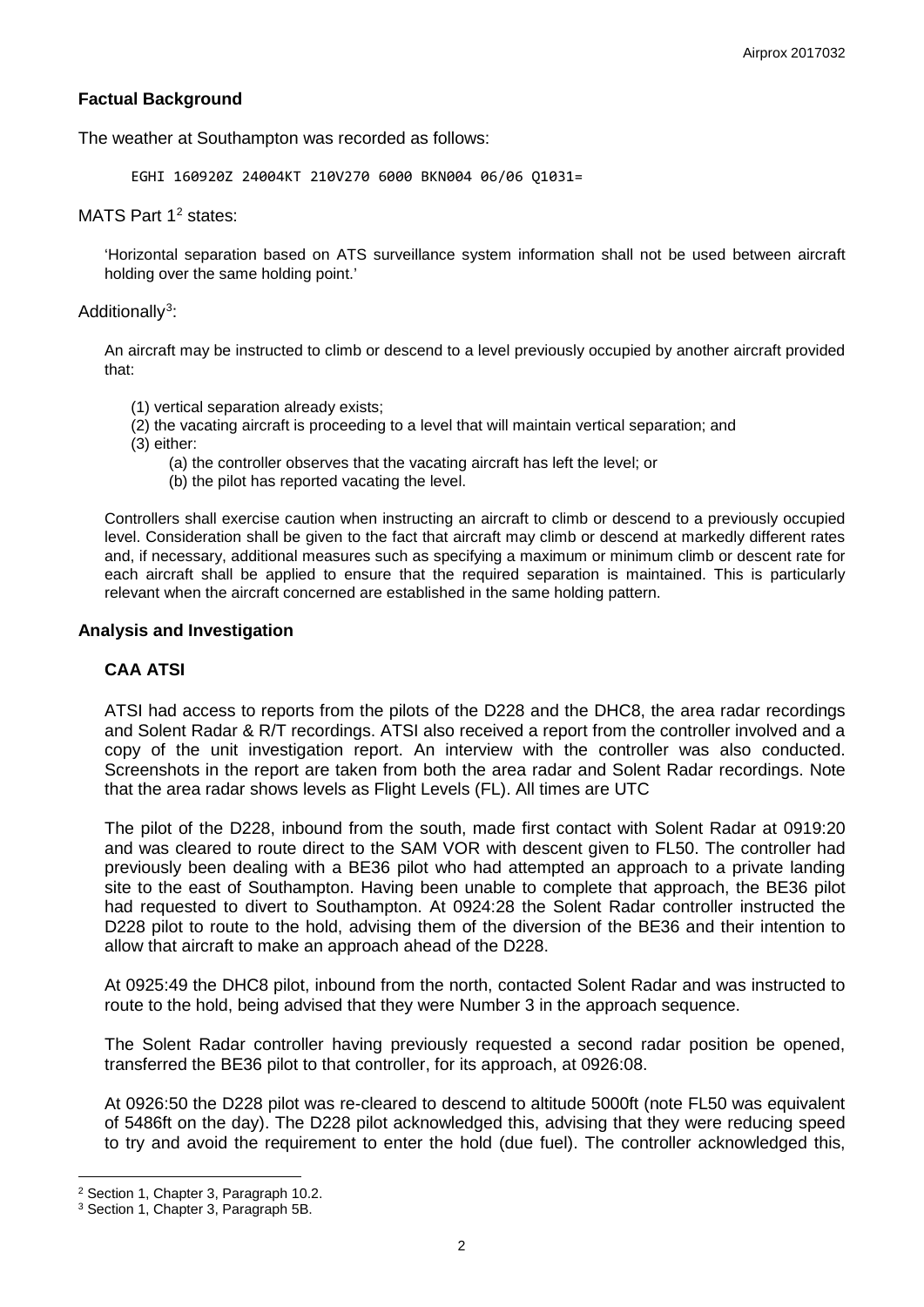## Factual Background

The weather at Southampton was recorded as follows:

```
EGHI 160920Z 24004KT 210V270 6000 BKN004 06/06 Q1031=
```

MATS Part 1[2] states:

> 'Horizontal separation based on ATS surveillance system information shall not be used between aircraft holding over the same holding point.'

Additionally[3]:

> An aircraft may be instructed to climb or descend to a level previously occupied by another aircraft provided that:
>
> (1) vertical separation already exists;
> (2) the vacating aircraft is proceeding to a level that will maintain vertical separation; and
> (3) either:
>   (a) the controller observes that the vacating aircraft has left the level; or
>   (b) the pilot has reported vacating the level.
>
> Controllers shall exercise caution when instructing an aircraft to climb or descend to a previously occupied level. Consideration shall be given to the fact that aircraft may climb or descend at markedly different rates and, if necessary, additional measures such as specifying a maximum or minimum climb or descent rate for each aircraft shall be applied to ensure that the required separation is maintained. This is particularly relevant when the aircraft concerned are established in the same holding pattern.

## Analysis and Investigation

### CAA ATSI

ATSI had access to reports from the pilots of the D228 and the DHC8, the area radar recordings and Solent Radar & R/T recordings. ATSI also received a report from the controller involved and a copy of the unit investigation report. An interview with the controller was also conducted. Screenshots in the report are taken from both the area radar and Solent Radar recordings. Note that the area radar shows levels as Flight Levels (FL). All times are UTC

The pilot of the D228, inbound from the south, made first contact with Solent Radar at 0919:20 and was cleared to route direct to the SAM VOR with descent given to FL50. The controller had previously been dealing with a BE36 pilot who had attempted an approach to a private landing site to the east of Southampton. Having been unable to complete that approach, the BE36 pilot had requested to divert to Southampton. At 0924:28 the Solent Radar controller instructed the D228 pilot to route to the hold, advising them of the diversion of the BE36 and their intention to allow that aircraft to make an approach ahead of the D228.

At 0925:49 the DHC8 pilot, inbound from the north, contacted Solent Radar and was instructed to route to the hold, being advised that they were Number 3 in the approach sequence.

The Solent Radar controller having previously requested a second radar position be opened, transferred the BE36 pilot to that controller, for its approach, at 0926:08.

At 0926:50 the D228 pilot was re-cleared to descend to altitude 5000ft (note FL50 was equivalent of 5486ft on the day). The D228 pilot acknowledged this, advising that they were reducing speed to try and avoid the requirement to enter the hold (due fuel). The controller acknowledged this,

---

[2] Section 1, Chapter 3, Paragraph 10.2.

[3] Section 1, Chapter 3, Paragraph 5B.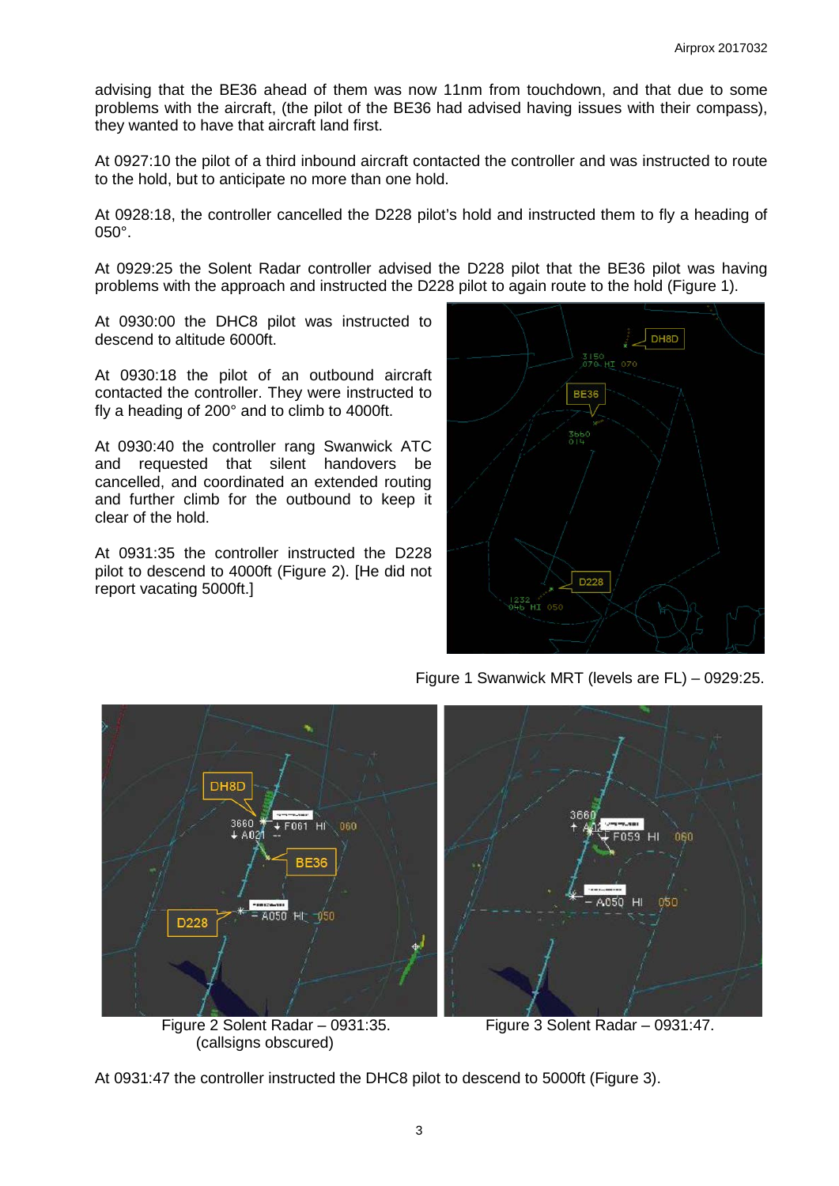advising that the BE36 ahead of them was now 11nm from touchdown, and that due to some problems with the aircraft, (the pilot of the BE36 had advised having issues with their compass), they wanted to have that aircraft land first.

At 0927:10 the pilot of a third inbound aircraft contacted the controller and was instructed to route to the hold, but to anticipate no more than one hold.

At 0928:18, the controller cancelled the D228 pilot's hold and instructed them to fly a heading of 050°.

At 0929:25 the Solent Radar controller advised the D228 pilot that the BE36 pilot was having problems with the approach and instructed the D228 pilot to again route to the hold (Figure 1).

At 0930:00 the DHC8 pilot was instructed to descend to altitude 6000ft.

At 0930:18 the pilot of an outbound aircraft contacted the controller. They were instructed to fly a heading of 200° and to climb to 4000ft.

At 0930:40 the controller rang Swanwick ATC and requested that silent handovers be cancelled, and coordinated an extended routing and further climb for the outbound to keep it clear of the hold.

At 0931:35 the controller instructed the D228 pilot to descend to 4000ft (Figure 2). [He did not report vacating 5000ft.]

Figure 1 Swanwick MRT (levels are FL) – 0929:25.

Figure 2 Solent Radar – 0931:35. (callsigns obscured)

Figure 3 Solent Radar – 0931:47.

At 0931:47 the controller instructed the DHC8 pilot to descend to 5000ft (Figure 3).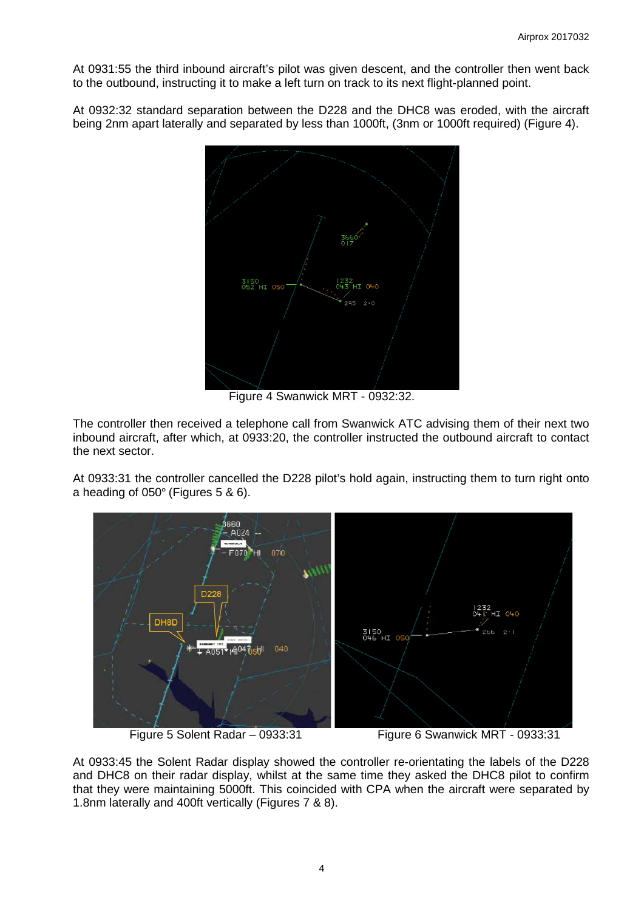At 0931:55 the third inbound aircraft's pilot was given descent, and the controller then went back to the outbound, instructing it to make a left turn on track to its next flight-planned point.

At 0932:32 standard separation between the D228 and the DHC8 was eroded, with the aircraft being 2nm apart laterally and separated by less than 1000ft, (3nm or 1000ft required) (Figure 4).

Figure 4 Swanwick MRT - 0932:32.

The controller then received a telephone call from Swanwick ATC advising them of their next two inbound aircraft, after which, at 0933:20, the controller instructed the outbound aircraft to contact the next sector.

At 0933:31 the controller cancelled the D228 pilot's hold again, instructing them to turn right onto a heading of 050° (Figures 5 & 6).

Figure 5 Solent Radar – 0933:31

Figure 6 Swanwick MRT - 0933:31

At 0933:45 the Solent Radar display showed the controller re-orientating the labels of the D228 and DHC8 on their radar display, whilst at the same time they asked the DHC8 pilot to confirm that they were maintaining 5000ft. This coincided with CPA when the aircraft were separated by 1.8nm laterally and 400ft vertically (Figures 7 & 8).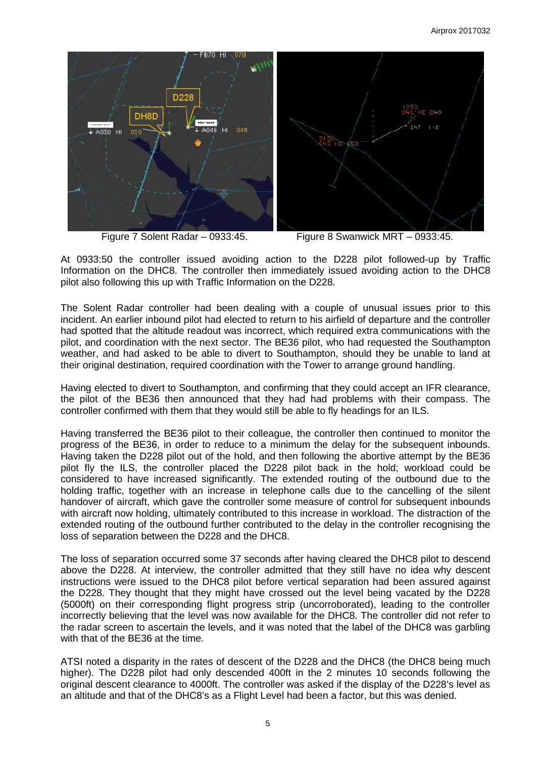Figure 7 Solent Radar – 0933:45.

Figure 8 Swanwick MRT – 0933:45.

At 0933:50 the controller issued avoiding action to the D228 pilot followed-up by Traffic Information on the DHC8. The controller then immediately issued avoiding action to the DHC8 pilot also following this up with Traffic Information on the D228.

The Solent Radar controller had been dealing with a couple of unusual issues prior to this incident. An earlier inbound pilot had elected to return to his airfield of departure and the controller had spotted that the altitude readout was incorrect, which required extra communications with the pilot, and coordination with the next sector. The BE36 pilot, who had requested the Southampton weather, and had asked to be able to divert to Southampton, should they be unable to land at their original destination, required coordination with the Tower to arrange ground handling.

Having elected to divert to Southampton, and confirming that they could accept an IFR clearance, the pilot of the BE36 then announced that they had had problems with their compass. The controller confirmed with them that they would still be able to fly headings for an ILS.

Having transferred the BE36 pilot to their colleague, the controller then continued to monitor the progress of the BE36, in order to reduce to a minimum the delay for the subsequent inbounds. Having taken the D228 pilot out of the hold, and then following the abortive attempt by the BE36 pilot fly the ILS, the controller placed the D228 pilot back in the hold; workload could be considered to have increased significantly. The extended routing of the outbound due to the holding traffic, together with an increase in telephone calls due to the cancelling of the silent handover of aircraft, which gave the controller some measure of control for subsequent inbounds with aircraft now holding, ultimately contributed to this increase in workload. The distraction of the extended routing of the outbound further contributed to the delay in the controller recognising the loss of separation between the D228 and the DHC8.

The loss of separation occurred some 37 seconds after having cleared the DHC8 pilot to descend above the D228. At interview, the controller admitted that they still have no idea why descent instructions were issued to the DHC8 pilot before vertical separation had been assured against the D228. They thought that they might have crossed out the level being vacated by the D228 (5000ft) on their corresponding flight progress strip (uncorroborated), leading to the controller incorrectly believing that the level was now available for the DHC8. The controller did not refer to the radar screen to ascertain the levels, and it was noted that the label of the DHC8 was garbling with that of the BE36 at the time.

ATSI noted a disparity in the rates of descent of the D228 and the DHC8 (the DHC8 being much higher). The D228 pilot had only descended 400ft in the 2 minutes 10 seconds following the original descent clearance to 4000ft. The controller was asked if the display of the D228's level as an altitude and that of the DHC8's as a Flight Level had been a factor, but this was denied.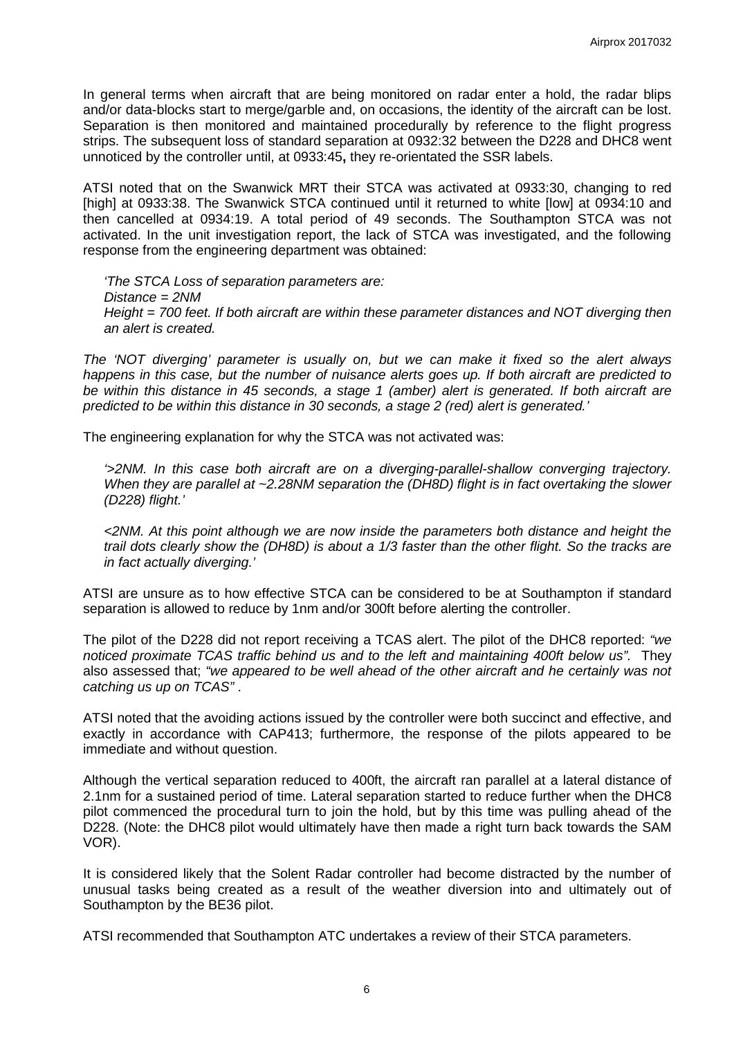In general terms when aircraft that are being monitored on radar enter a hold, the radar blips and/or data-blocks start to merge/garble and, on occasions, the identity of the aircraft can be lost. Separation is then monitored and maintained procedurally by reference to the flight progress strips. The subsequent loss of standard separation at 0932:32 between the D228 and DHC8 went unnoticed by the controller until, at 0933:45**,** they re-orientated the SSR labels.

ATSI noted that on the Swanwick MRT their STCA was activated at 0933:30, changing to red [high] at 0933:38. The Swanwick STCA continued until it returned to white [low] at 0934:10 and then cancelled at 0934:19. A total period of 49 seconds. The Southampton STCA was not activated. In the unit investigation report, the lack of STCA was investigated, and the following response from the engineering department was obtained:

> *'The STCA Loss of separation parameters are:*
> *Distance = 2NM*
> *Height = 700 feet. If both aircraft are within these parameter distances and NOT diverging then an alert is created.*

*The 'NOT diverging' parameter is usually on, but we can make it fixed so the alert always happens in this case, but the number of nuisance alerts goes up. If both aircraft are predicted to be within this distance in 45 seconds, a stage 1 (amber) alert is generated. If both aircraft are predicted to be within this distance in 30 seconds, a stage 2 (red) alert is generated.'*

The engineering explanation for why the STCA was not activated was:

> *'>2NM. In this case both aircraft are on a diverging-parallel-shallow converging trajectory. When they are parallel at ~2.28NM separation the (DH8D) flight is in fact overtaking the slower (D228) flight.'*
>
> *<2NM. At this point although we are now inside the parameters both distance and height the trail dots clearly show the (DH8D) is about a 1/3 faster than the other flight. So the tracks are in fact actually diverging.'*

ATSI are unsure as to how effective STCA can be considered to be at Southampton if standard separation is allowed to reduce by 1nm and/or 300ft before alerting the controller.

The pilot of the D228 did not report receiving a TCAS alert. The pilot of the DHC8 reported: *"we noticed proximate TCAS traffic behind us and to the left and maintaining 400ft below us".* They also assessed that; *"we appeared to be well ahead of the other aircraft and he certainly was not catching us up on TCAS"* .

ATSI noted that the avoiding actions issued by the controller were both succinct and effective, and exactly in accordance with CAP413; furthermore, the response of the pilots appeared to be immediate and without question.

Although the vertical separation reduced to 400ft, the aircraft ran parallel at a lateral distance of 2.1nm for a sustained period of time. Lateral separation started to reduce further when the DHC8 pilot commenced the procedural turn to join the hold, but by this time was pulling ahead of the D228. (Note: the DHC8 pilot would ultimately have then made a right turn back towards the SAM VOR).

It is considered likely that the Solent Radar controller had become distracted by the number of unusual tasks being created as a result of the weather diversion into and ultimately out of Southampton by the BE36 pilot.

ATSI recommended that Southampton ATC undertakes a review of their STCA parameters.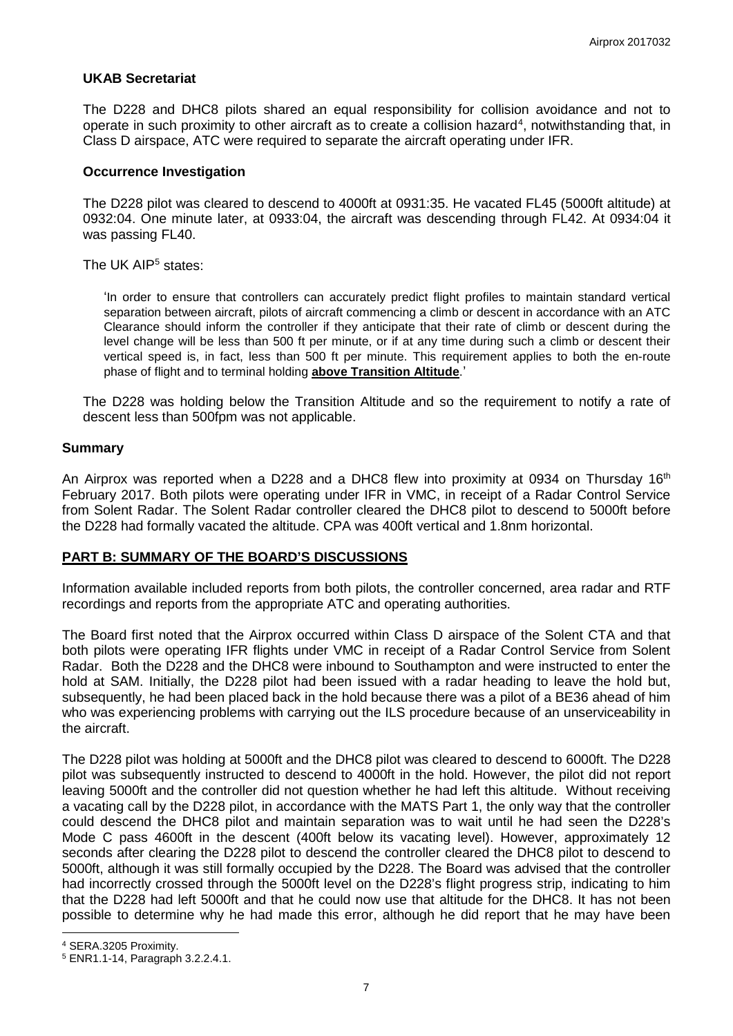### UKAB Secretariat

The D228 and DHC8 pilots shared an equal responsibility for collision avoidance and not to operate in such proximity to other aircraft as to create a collision hazard[4], notwithstanding that, in Class D airspace, ATC were required to separate the aircraft operating under IFR.

### Occurrence Investigation

The D228 pilot was cleared to descend to 4000ft at 0931:35. He vacated FL45 (5000ft altitude) at 0932:04. One minute later, at 0933:04, the aircraft was descending through FL42. At 0934:04 it was passing FL40.

The UK AIP[5] states:

> 'In order to ensure that controllers can accurately predict flight profiles to maintain standard vertical separation between aircraft, pilots of aircraft commencing a climb or descent in accordance with an ATC Clearance should inform the controller if they anticipate that their rate of climb or descent during the level change will be less than 500 ft per minute, or if at any time during such a climb or descent their vertical speed is, in fact, less than 500 ft per minute. This requirement applies to both the en-route phase of flight and to terminal holding **above Transition Altitude**.'

The D228 was holding below the Transition Altitude and so the requirement to notify a rate of descent less than 500fpm was not applicable.

## Summary

An Airprox was reported when a D228 and a DHC8 flew into proximity at 0934 on Thursday 16th February 2017. Both pilots were operating under IFR in VMC, in receipt of a Radar Control Service from Solent Radar. The Solent Radar controller cleared the DHC8 pilot to descend to 5000ft before the D228 had formally vacated the altitude. CPA was 400ft vertical and 1.8nm horizontal.

## PART B: SUMMARY OF THE BOARD'S DISCUSSIONS

Information available included reports from both pilots, the controller concerned, area radar and RTF recordings and reports from the appropriate ATC and operating authorities.

The Board first noted that the Airprox occurred within Class D airspace of the Solent CTA and that both pilots were operating IFR flights under VMC in receipt of a Radar Control Service from Solent Radar. Both the D228 and the DHC8 were inbound to Southampton and were instructed to enter the hold at SAM. Initially, the D228 pilot had been issued with a radar heading to leave the hold but, subsequently, he had been placed back in the hold because there was a pilot of a BE36 ahead of him who was experiencing problems with carrying out the ILS procedure because of an unserviceability in the aircraft.

The D228 pilot was holding at 5000ft and the DHC8 pilot was cleared to descend to 6000ft. The D228 pilot was subsequently instructed to descend to 4000ft in the hold. However, the pilot did not report leaving 5000ft and the controller did not question whether he had left this altitude. Without receiving a vacating call by the D228 pilot, in accordance with the MATS Part 1, the only way that the controller could descend the DHC8 pilot and maintain separation was to wait until he had seen the D228's Mode C pass 4600ft in the descent (400ft below its vacating level). However, approximately 12 seconds after clearing the D228 pilot to descend the controller cleared the DHC8 pilot to descend to 5000ft, although it was still formally occupied by the D228. The Board was advised that the controller had incorrectly crossed through the 5000ft level on the D228's flight progress strip, indicating to him that the D228 had left 5000ft and that he could now use that altitude for the DHC8. It has not been possible to determine why he had made this error, although he did report that he may have been

---

[4] SERA.3205 Proximity.

[5] ENR1.1-14, Paragraph 3.2.2.4.1.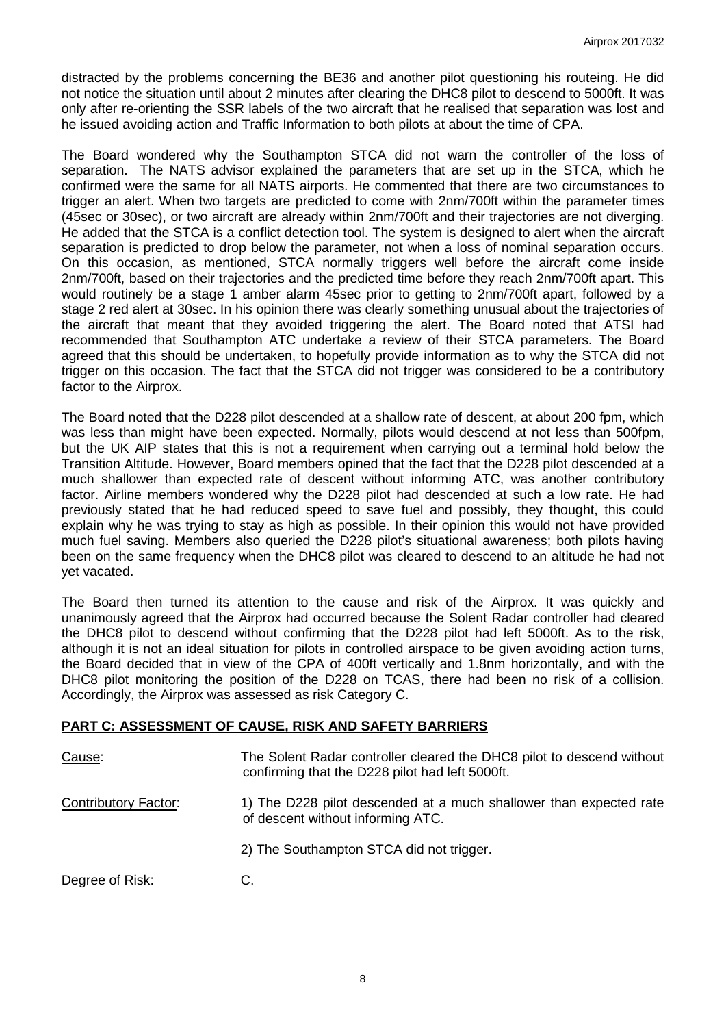distracted by the problems concerning the BE36 and another pilot questioning his routeing. He did not notice the situation until about 2 minutes after clearing the DHC8 pilot to descend to 5000ft. It was only after re-orienting the SSR labels of the two aircraft that he realised that separation was lost and he issued avoiding action and Traffic Information to both pilots at about the time of CPA.

The Board wondered why the Southampton STCA did not warn the controller of the loss of separation. The NATS advisor explained the parameters that are set up in the STCA, which he confirmed were the same for all NATS airports. He commented that there are two circumstances to trigger an alert. When two targets are predicted to come with 2nm/700ft within the parameter times (45sec or 30sec), or two aircraft are already within 2nm/700ft and their trajectories are not diverging. He added that the STCA is a conflict detection tool. The system is designed to alert when the aircraft separation is predicted to drop below the parameter, not when a loss of nominal separation occurs. On this occasion, as mentioned, STCA normally triggers well before the aircraft come inside 2nm/700ft, based on their trajectories and the predicted time before they reach 2nm/700ft apart. This would routinely be a stage 1 amber alarm 45sec prior to getting to 2nm/700ft apart, followed by a stage 2 red alert at 30sec. In his opinion there was clearly something unusual about the trajectories of the aircraft that meant that they avoided triggering the alert. The Board noted that ATSI had recommended that Southampton ATC undertake a review of their STCA parameters. The Board agreed that this should be undertaken, to hopefully provide information as to why the STCA did not trigger on this occasion. The fact that the STCA did not trigger was considered to be a contributory factor to the Airprox.

The Board noted that the D228 pilot descended at a shallow rate of descent, at about 200 fpm, which was less than might have been expected. Normally, pilots would descend at not less than 500fpm, but the UK AIP states that this is not a requirement when carrying out a terminal hold below the Transition Altitude. However, Board members opined that the fact that the D228 pilot descended at a much shallower than expected rate of descent without informing ATC, was another contributory factor. Airline members wondered why the D228 pilot had descended at such a low rate. He had previously stated that he had reduced speed to save fuel and possibly, they thought, this could explain why he was trying to stay as high as possible. In their opinion this would not have provided much fuel saving. Members also queried the D228 pilot's situational awareness; both pilots having been on the same frequency when the DHC8 pilot was cleared to descend to an altitude he had not yet vacated.

The Board then turned its attention to the cause and risk of the Airprox. It was quickly and unanimously agreed that the Airprox had occurred because the Solent Radar controller had cleared the DHC8 pilot to descend without confirming that the D228 pilot had left 5000ft. As to the risk, although it is not an ideal situation for pilots in controlled airspace to be given avoiding action turns, the Board decided that in view of the CPA of 400ft vertically and 1.8nm horizontally, and with the DHC8 pilot monitoring the position of the D228 on TCAS, there had been no risk of a collision. Accordingly, the Airprox was assessed as risk Category C.

## PART C: ASSESSMENT OF CAUSE, RISK AND SAFETY BARRIERS

Cause: The Solent Radar controller cleared the DHC8 pilot to descend without confirming that the D228 pilot had left 5000ft.

Contributory Factor:

1) The D228 pilot descended at a much shallower than expected rate of descent without informing ATC.

2) The Southampton STCA did not trigger.

Degree of Risk: C.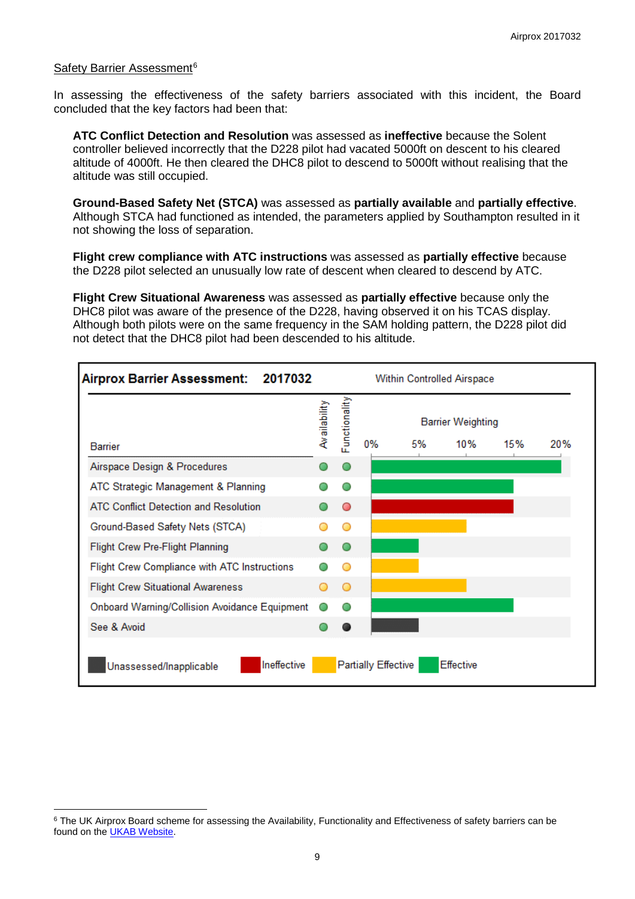Safety Barrier Assessment[6]

In assessing the effectiveness of the safety barriers associated with this incident, the Board concluded that the key factors had been that:

**ATC Conflict Detection and Resolution** was assessed as **ineffective** because the Solent controller believed incorrectly that the D228 pilot had vacated 5000ft on descent to his cleared altitude of 4000ft. He then cleared the DHC8 pilot to descend to 5000ft without realising that the altitude was still occupied.

**Ground-Based Safety Net (STCA)** was assessed as **partially available** and **partially effective**. Although STCA had functioned as intended, the parameters applied by Southampton resulted in it not showing the loss of separation.

**Flight crew compliance with ATC instructions** was assessed as **partially effective** because the D228 pilot selected an unusually low rate of descent when cleared to descend by ATC.

**Flight Crew Situational Awareness** was assessed as **partially effective** because only the DHC8 pilot was aware of the presence of the D228, having observed it on his TCAS display. Although both pilots were on the same frequency in the SAM holding pattern, the D228 pilot did not detect that the DHC8 pilot had been descended to his altitude.

**Airprox Barrier Assessment: 2017032**

Within Controlled Airspace

Barrier
Availability
Functionality
Barrier Weighting
0% 5% 10% 15% 20%

Airspace Design & Procedures
ATC Strategic Management & Planning
ATC Conflict Detection and Resolution
Ground-Based Safety Nets (STCA)
Flight Crew Pre-Flight Planning
Flight Crew Compliance with ATC Instructions
Flight Crew Situational Awareness
Onboard Warning/Collision Avoidance Equipment
See & Avoid

Unassessed/Inapplicable
Ineffective
Partially Effective
Effective

[6] The UK Airprox Board scheme for assessing the Availability, Functionality and Effectiveness of safety barriers can be found on the [UKAB Website](#).